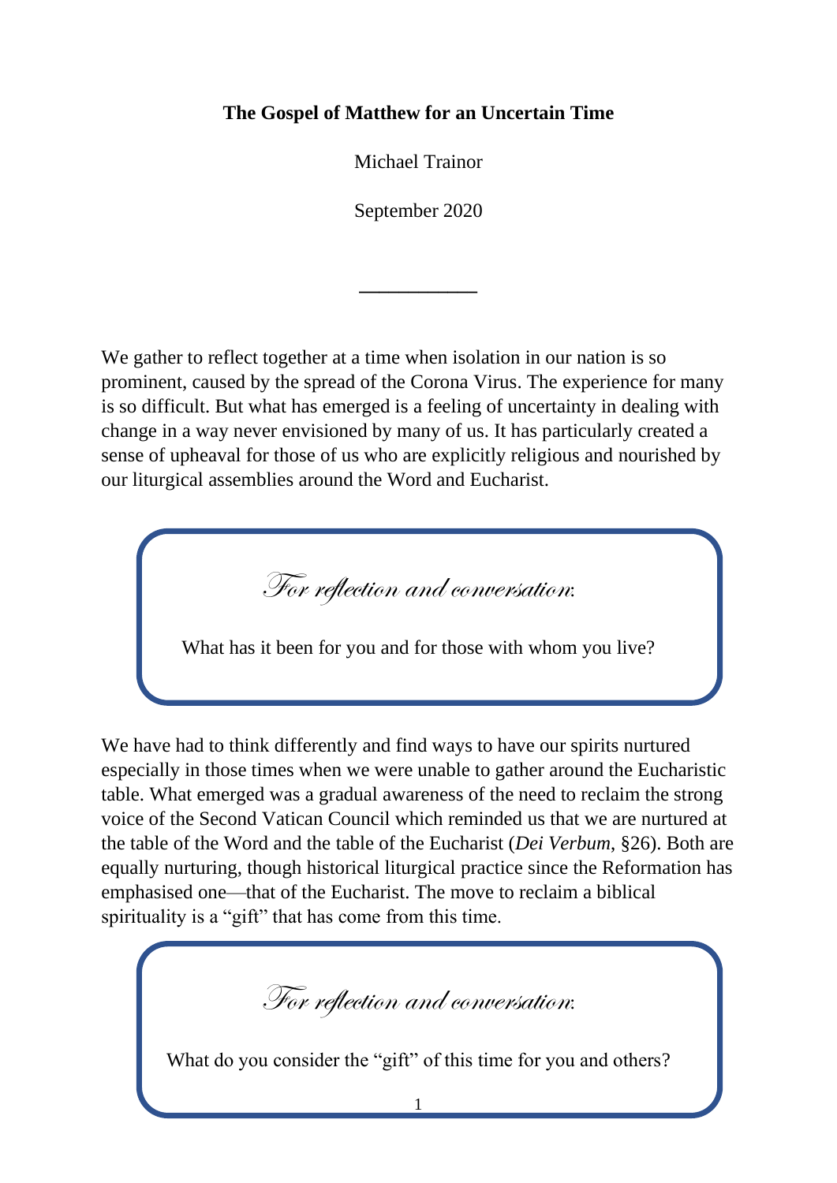**The Gospel of Matthew for an Uncertain Time**

Michael Trainor

September 2020

---

We gather to reflect together at a time when isolation in our nation is so prominent, caused by the spread of the Corona Virus. The experience for many is so difficult. But what has emerged is a feeling of uncertainty in dealing with change in a way never envisioned by many of us. It has particularly created a sense of upheaval for those of us who are explicitly religious and nourished by our liturgical assemblies around the Word and Eucharist.

> *For reflection and conversation:*
>
> What has it been for you and for those with whom you live?

We have had to think differently and find ways to have our spirits nurtured especially in those times when we were unable to gather around the Eucharistic table. What emerged was a gradual awareness of the need to reclaim the strong voice of the Second Vatican Council which reminded us that we are nurtured at the table of the Word and the table of the Eucharist (*Dei Verbum*, §26). Both are equally nurturing, though historical liturgical practice since the Reformation has emphasised one—that of the Eucharist. The move to reclaim a biblical spirituality is a "gift" that has come from this time.

> *For reflection and conversation:*
>
> What do you consider the "gift" of this time for you and others?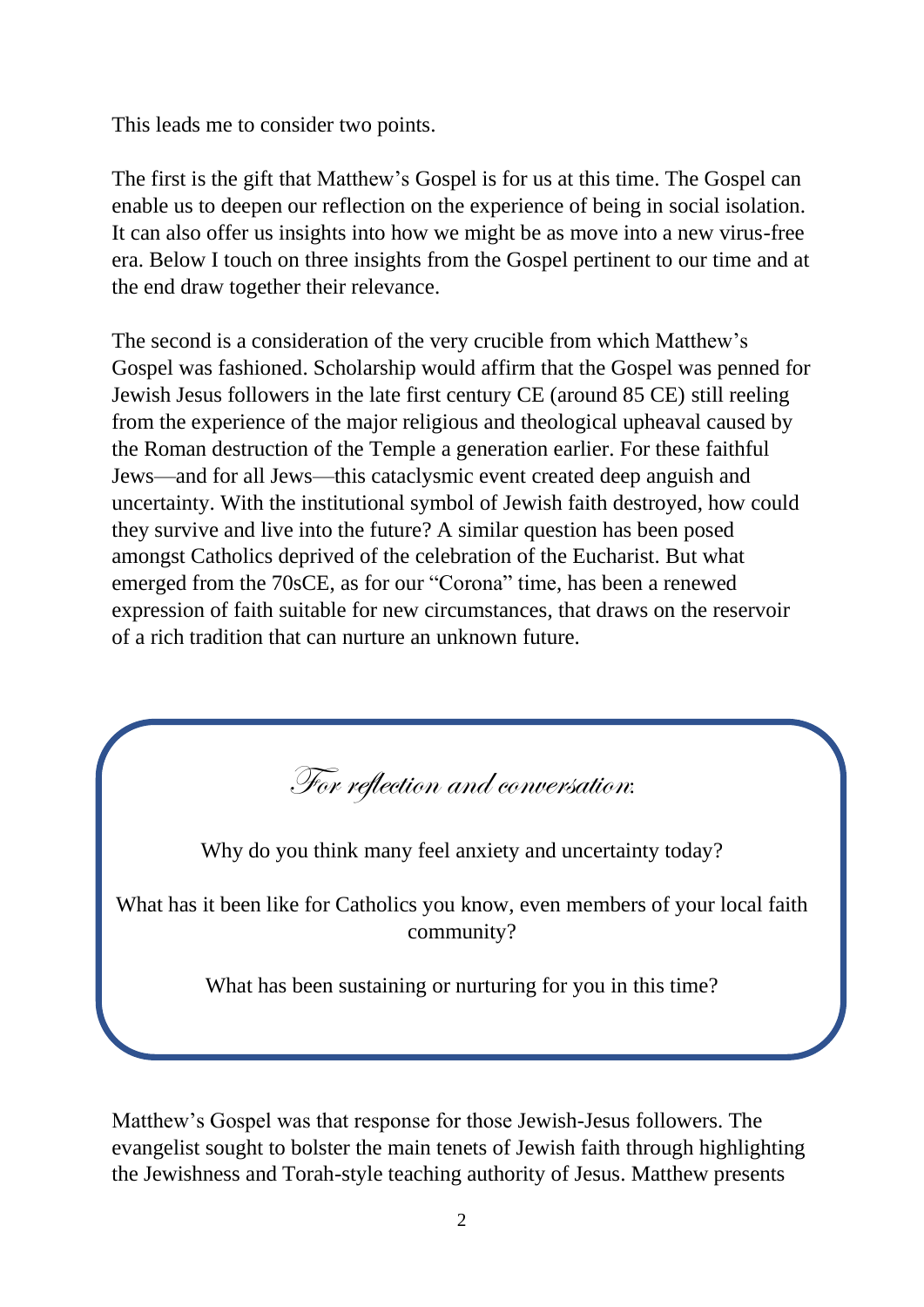This leads me to consider two points.

The first is the gift that Matthew's Gospel is for us at this time. The Gospel can enable us to deepen our reflection on the experience of being in social isolation. It can also offer us insights into how we might be as move into a new virus-free era. Below I touch on three insights from the Gospel pertinent to our time and at the end draw together their relevance.

The second is a consideration of the very crucible from which Matthew's Gospel was fashioned. Scholarship would affirm that the Gospel was penned for Jewish Jesus followers in the late first century CE (around 85 CE) still reeling from the experience of the major religious and theological upheaval caused by the Roman destruction of the Temple a generation earlier. For these faithful Jews—and for all Jews—this cataclysmic event created deep anguish and uncertainty. With the institutional symbol of Jewish faith destroyed, how could they survive and live into the future? A similar question has been posed amongst Catholics deprived of the celebration of the Eucharist. But what emerged from the 70sCE, as for our "Corona" time, has been a renewed expression of faith suitable for new circumstances, that draws on the reservoir of a rich tradition that can nurture an unknown future.

> *For reflection and conversation:*
>
> Why do you think many feel anxiety and uncertainty today?
>
> What has it been like for Catholics you know, even members of your local faith community?
>
> What has been sustaining or nurturing for you in this time?

Matthew's Gospel was that response for those Jewish-Jesus followers. The evangelist sought to bolster the main tenets of Jewish faith through highlighting the Jewishness and Torah-style teaching authority of Jesus. Matthew presents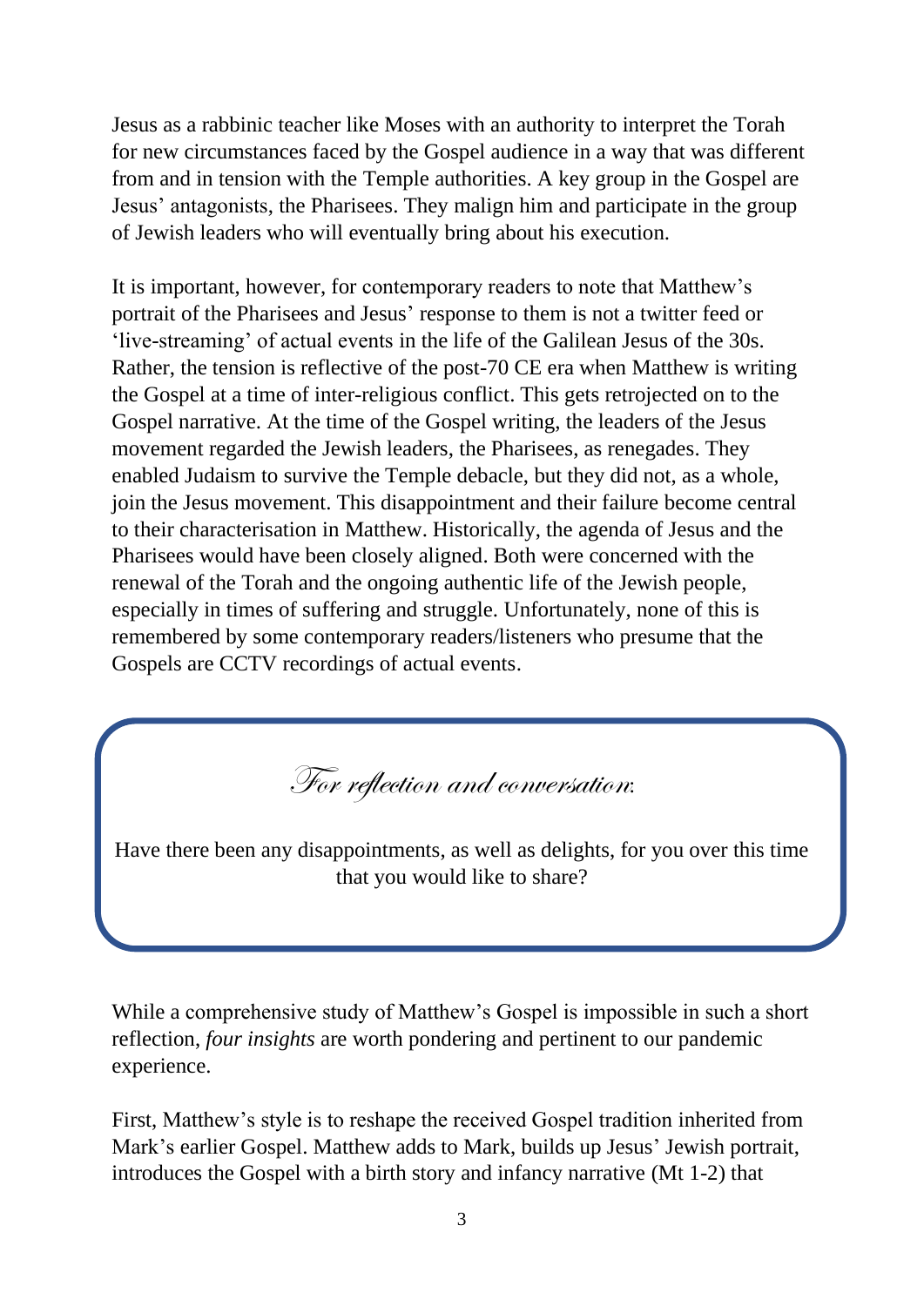Jesus as a rabbinic teacher like Moses with an authority to interpret the Torah for new circumstances faced by the Gospel audience in a way that was different from and in tension with the Temple authorities. A key group in the Gospel are Jesus' antagonists, the Pharisees. They malign him and participate in the group of Jewish leaders who will eventually bring about his execution.

It is important, however, for contemporary readers to note that Matthew's portrait of the Pharisees and Jesus' response to them is not a twitter feed or 'live-streaming' of actual events in the life of the Galilean Jesus of the 30s. Rather, the tension is reflective of the post-70 CE era when Matthew is writing the Gospel at a time of inter-religious conflict. This gets retrojected on to the Gospel narrative. At the time of the Gospel writing, the leaders of the Jesus movement regarded the Jewish leaders, the Pharisees, as renegades. They enabled Judaism to survive the Temple debacle, but they did not, as a whole, join the Jesus movement. This disappointment and their failure become central to their characterisation in Matthew. Historically, the agenda of Jesus and the Pharisees would have been closely aligned. Both were concerned with the renewal of the Torah and the ongoing authentic life of the Jewish people, especially in times of suffering and struggle. Unfortunately, none of this is remembered by some contemporary readers/listeners who presume that the Gospels are CCTV recordings of actual events.

> *For reflection and conversation:*
>
> Have there been any disappointments, as well as delights, for you over this time that you would like to share?

While a comprehensive study of Matthew's Gospel is impossible in such a short reflection, *four insights* are worth pondering and pertinent to our pandemic experience.

First, Matthew's style is to reshape the received Gospel tradition inherited from Mark's earlier Gospel. Matthew adds to Mark, builds up Jesus' Jewish portrait, introduces the Gospel with a birth story and infancy narrative (Mt 1-2) that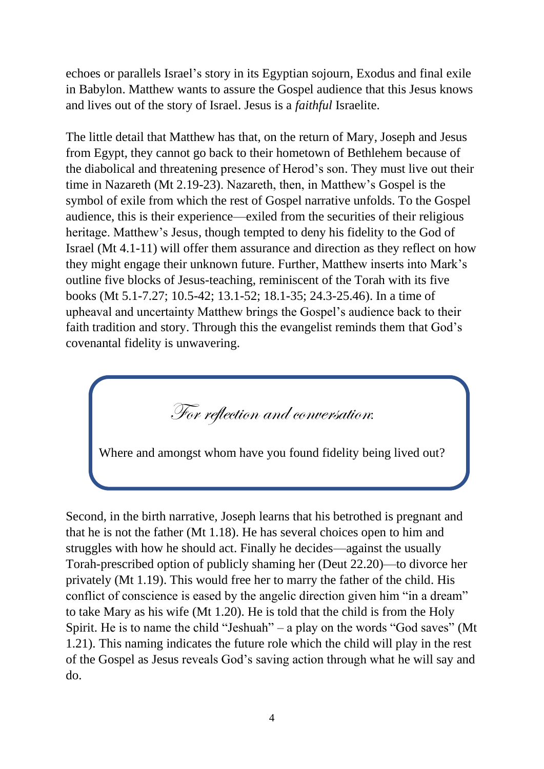echoes or parallels Israel's story in its Egyptian sojourn, Exodus and final exile in Babylon. Matthew wants to assure the Gospel audience that this Jesus knows and lives out of the story of Israel. Jesus is a *faithful* Israelite.

The little detail that Matthew has that, on the return of Mary, Joseph and Jesus from Egypt, they cannot go back to their hometown of Bethlehem because of the diabolical and threatening presence of Herod's son. They must live out their time in Nazareth (Mt 2.19-23). Nazareth, then, in Matthew's Gospel is the symbol of exile from which the rest of Gospel narrative unfolds. To the Gospel audience, this is their experience—exiled from the securities of their religious heritage. Matthew's Jesus, though tempted to deny his fidelity to the God of Israel (Mt 4.1-11) will offer them assurance and direction as they reflect on how they might engage their unknown future. Further, Matthew inserts into Mark's outline five blocks of Jesus-teaching, reminiscent of the Torah with its five books (Mt 5.1-7.27; 10.5-42; 13.1-52; 18.1-35; 24.3-25.46). In a time of upheaval and uncertainty Matthew brings the Gospel's audience back to their faith tradition and story. Through this the evangelist reminds them that God's covenantal fidelity is unwavering.

> *For reflection and conversation:*
>
> Where and amongst whom have you found fidelity being lived out?

Second, in the birth narrative, Joseph learns that his betrothed is pregnant and that he is not the father (Mt 1.18). He has several choices open to him and struggles with how he should act. Finally he decides—against the usually Torah-prescribed option of publicly shaming her (Deut 22.20)—to divorce her privately (Mt 1.19). This would free her to marry the father of the child. His conflict of conscience is eased by the angelic direction given him "in a dream" to take Mary as his wife (Mt 1.20). He is told that the child is from the Holy Spirit. He is to name the child "Jeshuah" – a play on the words "God saves" (Mt 1.21). This naming indicates the future role which the child will play in the rest of the Gospel as Jesus reveals God's saving action through what he will say and do.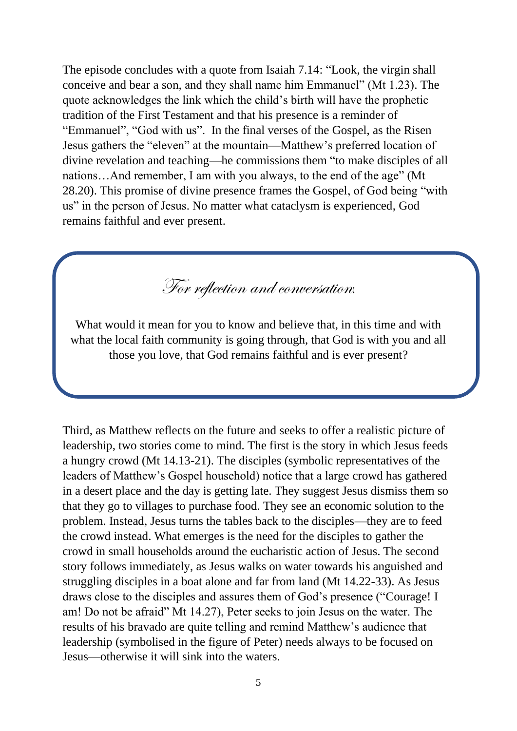The episode concludes with a quote from Isaiah 7.14: "Look, the virgin shall conceive and bear a son, and they shall name him Emmanuel" (Mt 1.23). The quote acknowledges the link which the child's birth will have the prophetic tradition of the First Testament and that his presence is a reminder of "Emmanuel", "God with us". In the final verses of the Gospel, as the Risen Jesus gathers the "eleven" at the mountain—Matthew's preferred location of divine revelation and teaching—he commissions them "to make disciples of all nations…And remember, I am with you always, to the end of the age" (Mt 28.20). This promise of divine presence frames the Gospel, of God being "with us" in the person of Jesus. No matter what cataclysm is experienced, God remains faithful and ever present.

*For reflection and conversation:*

What would it mean for you to know and believe that, in this time and with what the local faith community is going through, that God is with you and all those you love, that God remains faithful and is ever present?

Third, as Matthew reflects on the future and seeks to offer a realistic picture of leadership, two stories come to mind. The first is the story in which Jesus feeds a hungry crowd (Mt 14.13-21). The disciples (symbolic representatives of the leaders of Matthew's Gospel household) notice that a large crowd has gathered in a desert place and the day is getting late. They suggest Jesus dismiss them so that they go to villages to purchase food. They see an economic solution to the problem. Instead, Jesus turns the tables back to the disciples—they are to feed the crowd instead. What emerges is the need for the disciples to gather the crowd in small households around the eucharistic action of Jesus. The second story follows immediately, as Jesus walks on water towards his anguished and struggling disciples in a boat alone and far from land (Mt 14.22-33). As Jesus draws close to the disciples and assures them of God's presence ("Courage! I am! Do not be afraid" Mt 14.27), Peter seeks to join Jesus on the water. The results of his bravado are quite telling and remind Matthew's audience that leadership (symbolised in the figure of Peter) needs always to be focused on Jesus—otherwise it will sink into the waters.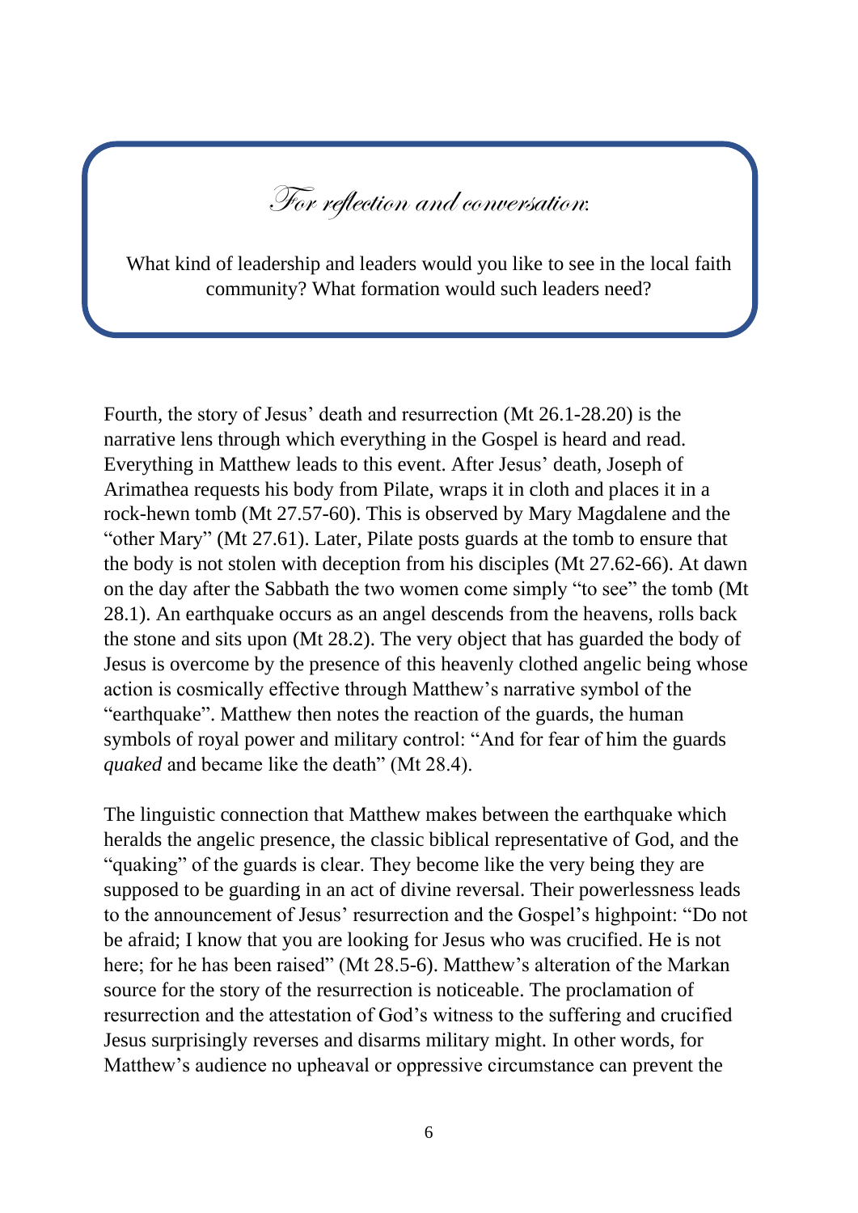*For reflection and conversation:*

What kind of leadership and leaders would you like to see in the local faith community? What formation would such leaders need?

Fourth, the story of Jesus' death and resurrection (Mt 26.1-28.20) is the narrative lens through which everything in the Gospel is heard and read. Everything in Matthew leads to this event. After Jesus' death, Joseph of Arimathea requests his body from Pilate, wraps it in cloth and places it in a rock-hewn tomb (Mt 27.57-60). This is observed by Mary Magdalene and the "other Mary" (Mt 27.61). Later, Pilate posts guards at the tomb to ensure that the body is not stolen with deception from his disciples (Mt 27.62-66). At dawn on the day after the Sabbath the two women come simply "to see" the tomb (Mt 28.1). An earthquake occurs as an angel descends from the heavens, rolls back the stone and sits upon (Mt 28.2). The very object that has guarded the body of Jesus is overcome by the presence of this heavenly clothed angelic being whose action is cosmically effective through Matthew's narrative symbol of the "earthquake". Matthew then notes the reaction of the guards, the human symbols of royal power and military control: "And for fear of him the guards *quaked* and became like the death" (Mt 28.4).

The linguistic connection that Matthew makes between the earthquake which heralds the angelic presence, the classic biblical representative of God, and the "quaking" of the guards is clear. They become like the very being they are supposed to be guarding in an act of divine reversal. Their powerlessness leads to the announcement of Jesus' resurrection and the Gospel's highpoint: "Do not be afraid; I know that you are looking for Jesus who was crucified. He is not here; for he has been raised" (Mt 28.5-6). Matthew's alteration of the Markan source for the story of the resurrection is noticeable. The proclamation of resurrection and the attestation of God's witness to the suffering and crucified Jesus surprisingly reverses and disarms military might. In other words, for Matthew's audience no upheaval or oppressive circumstance can prevent the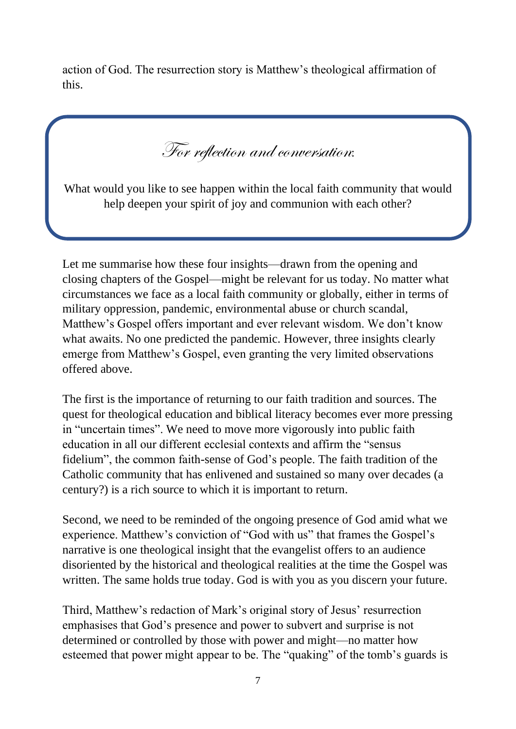action of God. The resurrection story is Matthew's theological affirmation of this.

> *For reflection and conversation:*
>
> What would you like to see happen within the local faith community that would help deepen your spirit of joy and communion with each other?

Let me summarise how these four insights—drawn from the opening and closing chapters of the Gospel—might be relevant for us today. No matter what circumstances we face as a local faith community or globally, either in terms of military oppression, pandemic, environmental abuse or church scandal, Matthew's Gospel offers important and ever relevant wisdom. We don't know what awaits. No one predicted the pandemic. However, three insights clearly emerge from Matthew's Gospel, even granting the very limited observations offered above.

The first is the importance of returning to our faith tradition and sources. The quest for theological education and biblical literacy becomes ever more pressing in "uncertain times". We need to move more vigorously into public faith education in all our different ecclesial contexts and affirm the "sensus fidelium", the common faith-sense of God's people. The faith tradition of the Catholic community that has enlivened and sustained so many over decades (a century?) is a rich source to which it is important to return.

Second, we need to be reminded of the ongoing presence of God amid what we experience. Matthew's conviction of "God with us" that frames the Gospel's narrative is one theological insight that the evangelist offers to an audience disoriented by the historical and theological realities at the time the Gospel was written. The same holds true today. God is with you as you discern your future.

Third, Matthew's redaction of Mark's original story of Jesus' resurrection emphasises that God's presence and power to subvert and surprise is not determined or controlled by those with power and might—no matter how esteemed that power might appear to be. The "quaking" of the tomb's guards is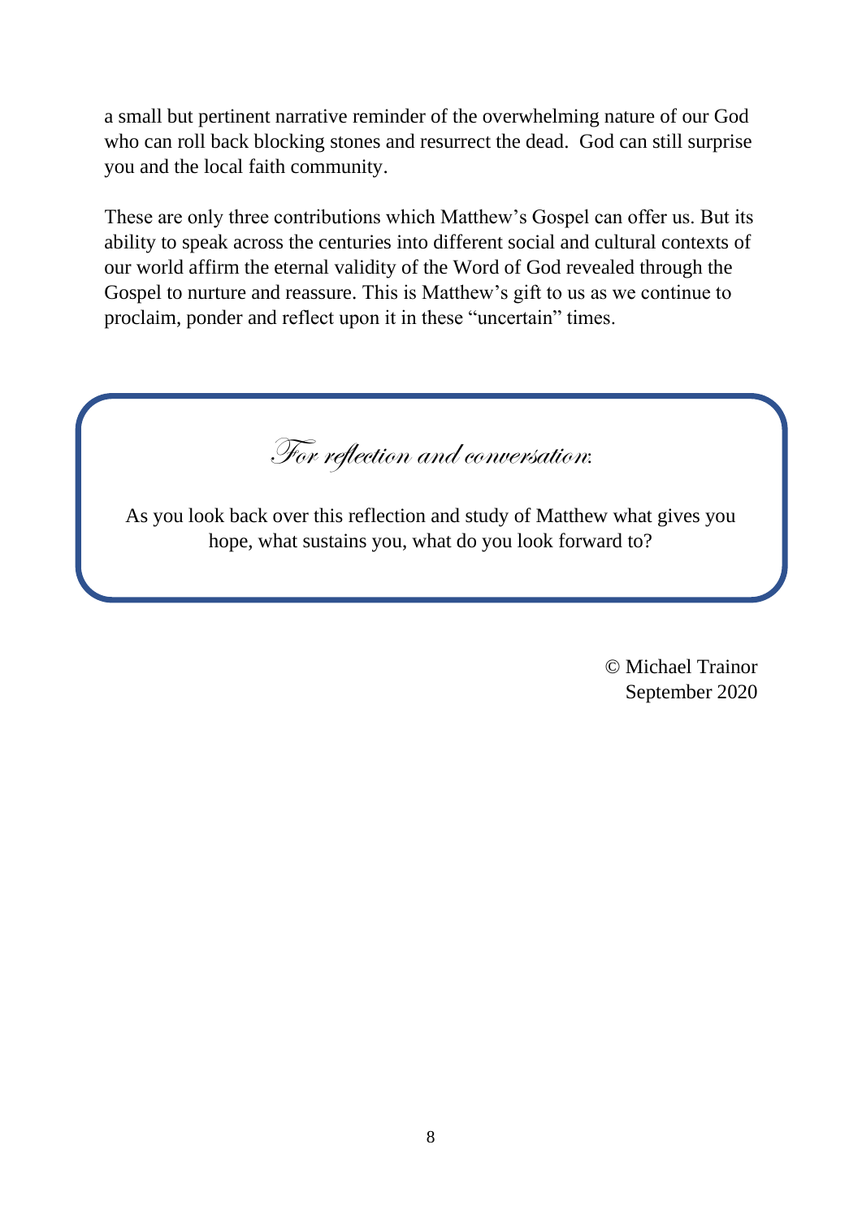a small but pertinent narrative reminder of the overwhelming nature of our God who can roll back blocking stones and resurrect the dead. God can still surprise you and the local faith community.

These are only three contributions which Matthew's Gospel can offer us. But its ability to speak across the centuries into different social and cultural contexts of our world affirm the eternal validity of the Word of God revealed through the Gospel to nurture and reassure. This is Matthew's gift to us as we continue to proclaim, ponder and reflect upon it in these "uncertain" times.

*For reflection and conversation:*

As you look back over this reflection and study of Matthew what gives you hope, what sustains you, what do you look forward to?

© Michael Trainor
September 2020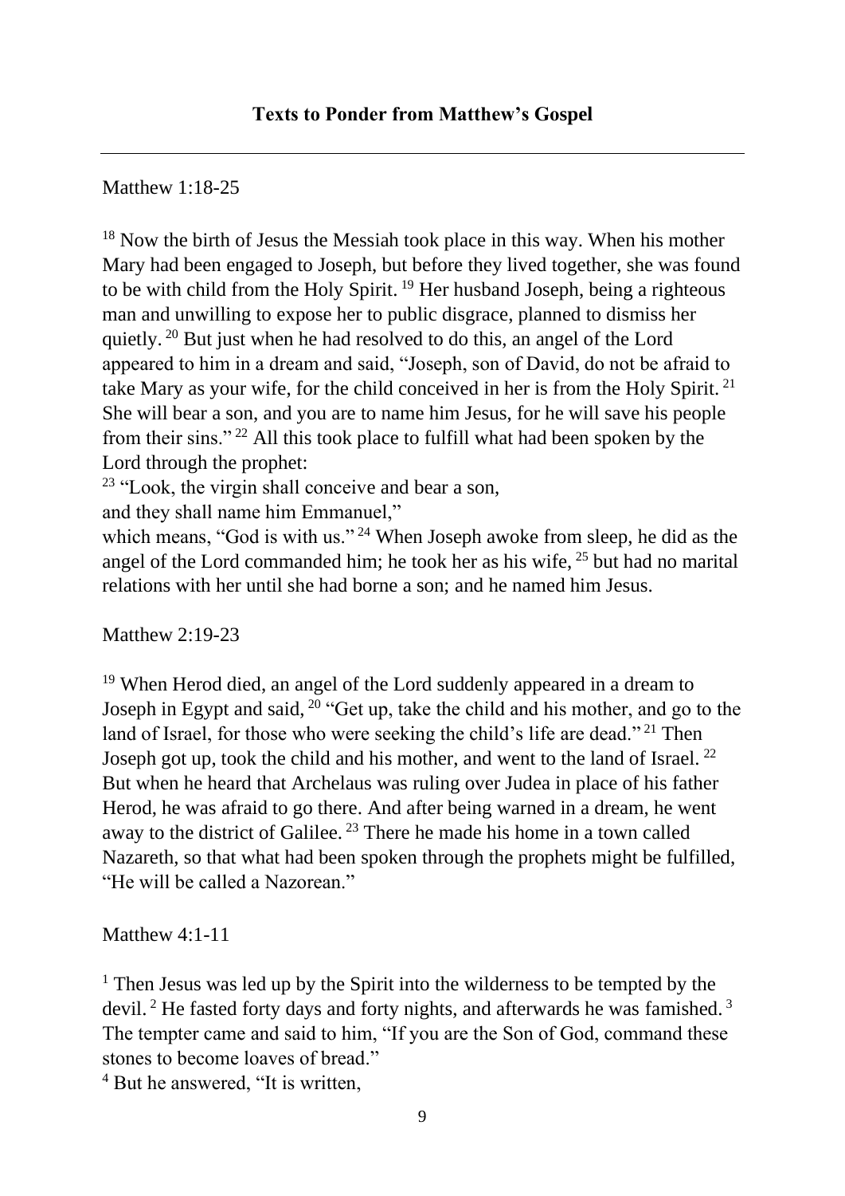## Texts to Ponder from Matthew's Gospel

---

Matthew 1:18-25

[18] Now the birth of Jesus the Messiah took place in this way. When his mother Mary had been engaged to Joseph, but before they lived together, she was found to be with child from the Holy Spirit. [19] Her husband Joseph, being a righteous man and unwilling to expose her to public disgrace, planned to dismiss her quietly. [20] But just when he had resolved to do this, an angel of the Lord appeared to him in a dream and said, "Joseph, son of David, do not be afraid to take Mary as your wife, for the child conceived in her is from the Holy Spirit. [21] She will bear a son, and you are to name him Jesus, for he will save his people from their sins." [22] All this took place to fulfill what had been spoken by the Lord through the prophet:
[23] "Look, the virgin shall conceive and bear a son,
and they shall name him Emmanuel,"
which means, "God is with us." [24] When Joseph awoke from sleep, he did as the angel of the Lord commanded him; he took her as his wife, [25] but had no marital relations with her until she had borne a son; and he named him Jesus.

Matthew 2:19-23

[19] When Herod died, an angel of the Lord suddenly appeared in a dream to Joseph in Egypt and said, [20] "Get up, take the child and his mother, and go to the land of Israel, for those who were seeking the child's life are dead." [21] Then Joseph got up, took the child and his mother, and went to the land of Israel. [22] But when he heard that Archelaus was ruling over Judea in place of his father Herod, he was afraid to go there. And after being warned in a dream, he went away to the district of Galilee. [23] There he made his home in a town called Nazareth, so that what had been spoken through the prophets might be fulfilled, "He will be called a Nazorean."

Matthew 4:1-11

[1] Then Jesus was led up by the Spirit into the wilderness to be tempted by the devil. [2] He fasted forty days and forty nights, and afterwards he was famished. [3] The tempter came and said to him, "If you are the Son of God, command these stones to become loaves of bread."
[4] But he answered, "It is written,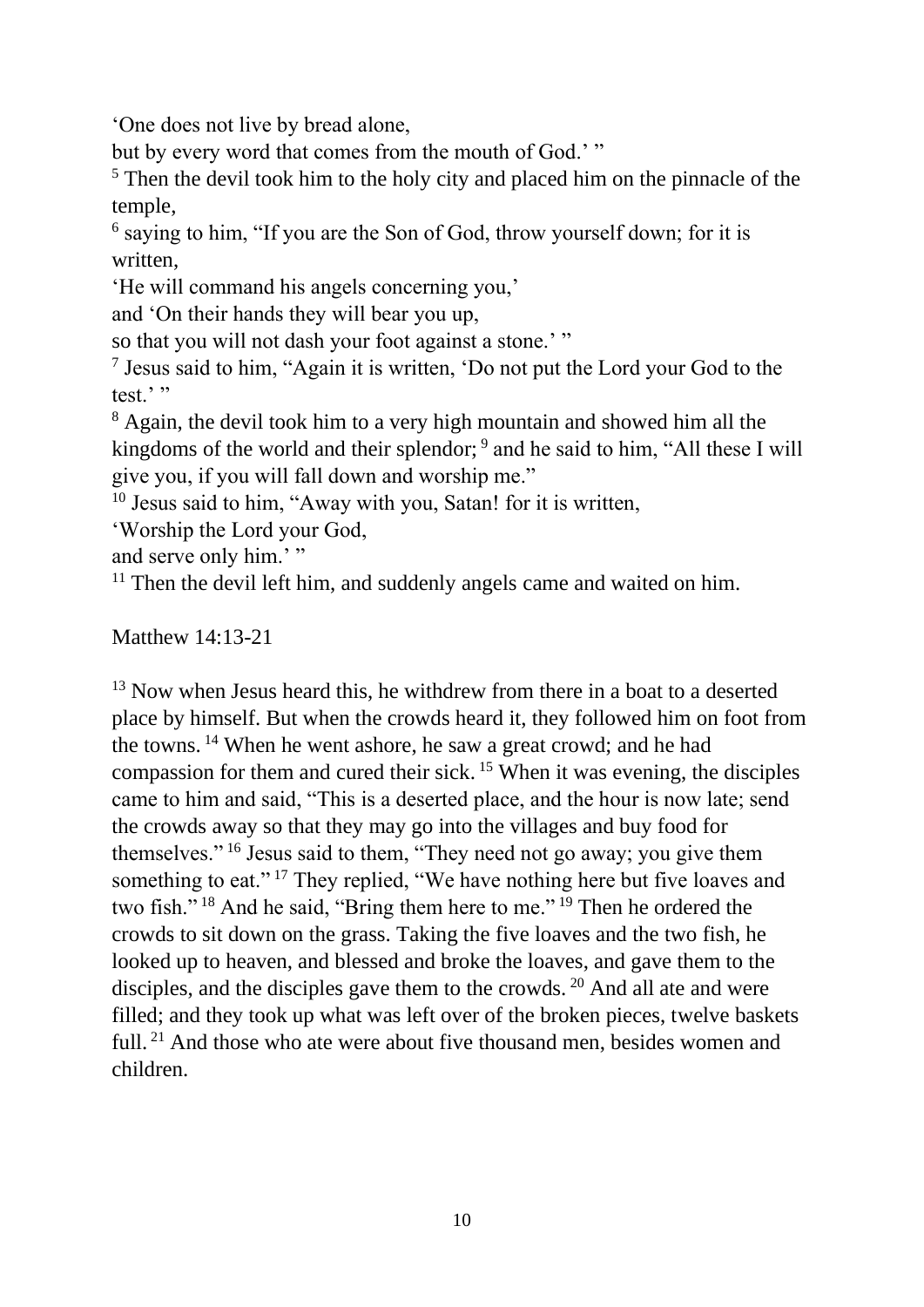'One does not live by bread alone,
but by every word that comes from the mouth of God.' "

[5] Then the devil took him to the holy city and placed him on the pinnacle of the temple,

[6] saying to him, "If you are the Son of God, throw yourself down; for it is written,
'He will command his angels concerning you,'
and 'On their hands they will bear you up,
so that you will not dash your foot against a stone.' "

[7] Jesus said to him, "Again it is written, 'Do not put the Lord your God to the test.' "

[8] Again, the devil took him to a very high mountain and showed him all the kingdoms of the world and their splendor; [9] and he said to him, "All these I will give you, if you will fall down and worship me."

[10] Jesus said to him, "Away with you, Satan! for it is written,
'Worship the Lord your God,
and serve only him.' "

[11] Then the devil left him, and suddenly angels came and waited on him.

Matthew 14:13-21

[13] Now when Jesus heard this, he withdrew from there in a boat to a deserted place by himself. But when the crowds heard it, they followed him on foot from the towns. [14] When he went ashore, he saw a great crowd; and he had compassion for them and cured their sick. [15] When it was evening, the disciples came to him and said, "This is a deserted place, and the hour is now late; send the crowds away so that they may go into the villages and buy food for themselves." [16] Jesus said to them, "They need not go away; you give them something to eat." [17] They replied, "We have nothing here but five loaves and two fish." [18] And he said, "Bring them here to me." [19] Then he ordered the crowds to sit down on the grass. Taking the five loaves and the two fish, he looked up to heaven, and blessed and broke the loaves, and gave them to the disciples, and the disciples gave them to the crowds. [20] And all ate and were filled; and they took up what was left over of the broken pieces, twelve baskets full. [21] And those who ate were about five thousand men, besides women and children.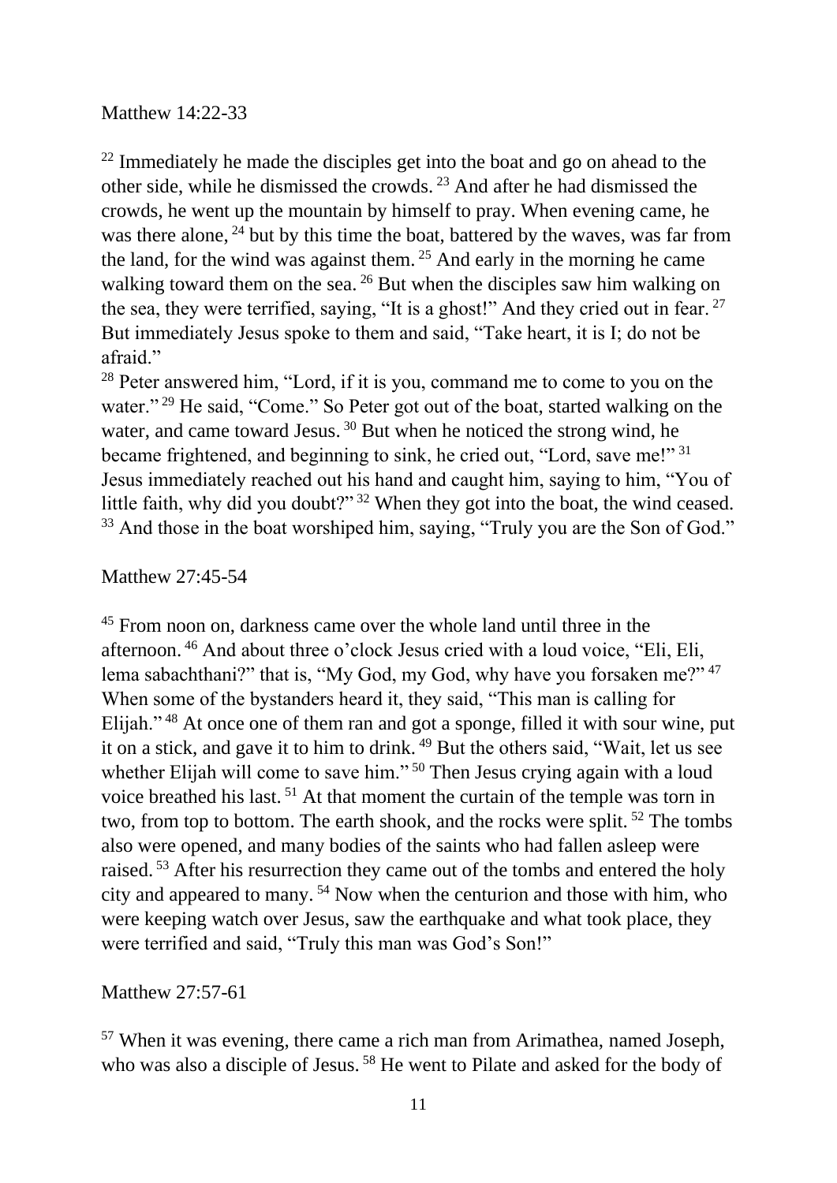Matthew 14:22-33

[22] Immediately he made the disciples get into the boat and go on ahead to the other side, while he dismissed the crowds. [23] And after he had dismissed the crowds, he went up the mountain by himself to pray. When evening came, he was there alone, [24] but by this time the boat, battered by the waves, was far from the land, for the wind was against them. [25] And early in the morning he came walking toward them on the sea. [26] But when the disciples saw him walking on the sea, they were terrified, saying, "It is a ghost!" And they cried out in fear. [27] But immediately Jesus spoke to them and said, "Take heart, it is I; do not be afraid."

[28] Peter answered him, "Lord, if it is you, command me to come to you on the water." [29] He said, "Come." So Peter got out of the boat, started walking on the water, and came toward Jesus. [30] But when he noticed the strong wind, he became frightened, and beginning to sink, he cried out, "Lord, save me!" [31] Jesus immediately reached out his hand and caught him, saying to him, "You of little faith, why did you doubt?" [32] When they got into the boat, the wind ceased. [33] And those in the boat worshiped him, saying, "Truly you are the Son of God."

Matthew 27:45-54

[45] From noon on, darkness came over the whole land until three in the afternoon. [46] And about three o'clock Jesus cried with a loud voice, "Eli, Eli, lema sabachthani?" that is, "My God, my God, why have you forsaken me?" [47] When some of the bystanders heard it, they said, "This man is calling for Elijah." [48] At once one of them ran and got a sponge, filled it with sour wine, put it on a stick, and gave it to him to drink. [49] But the others said, "Wait, let us see whether Elijah will come to save him." [50] Then Jesus crying again with a loud voice breathed his last. [51] At that moment the curtain of the temple was torn in two, from top to bottom. The earth shook, and the rocks were split. [52] The tombs also were opened, and many bodies of the saints who had fallen asleep were raised. [53] After his resurrection they came out of the tombs and entered the holy city and appeared to many. [54] Now when the centurion and those with him, who were keeping watch over Jesus, saw the earthquake and what took place, they were terrified and said, "Truly this man was God's Son!"

Matthew 27:57-61

[57] When it was evening, there came a rich man from Arimathea, named Joseph, who was also a disciple of Jesus. [58] He went to Pilate and asked for the body of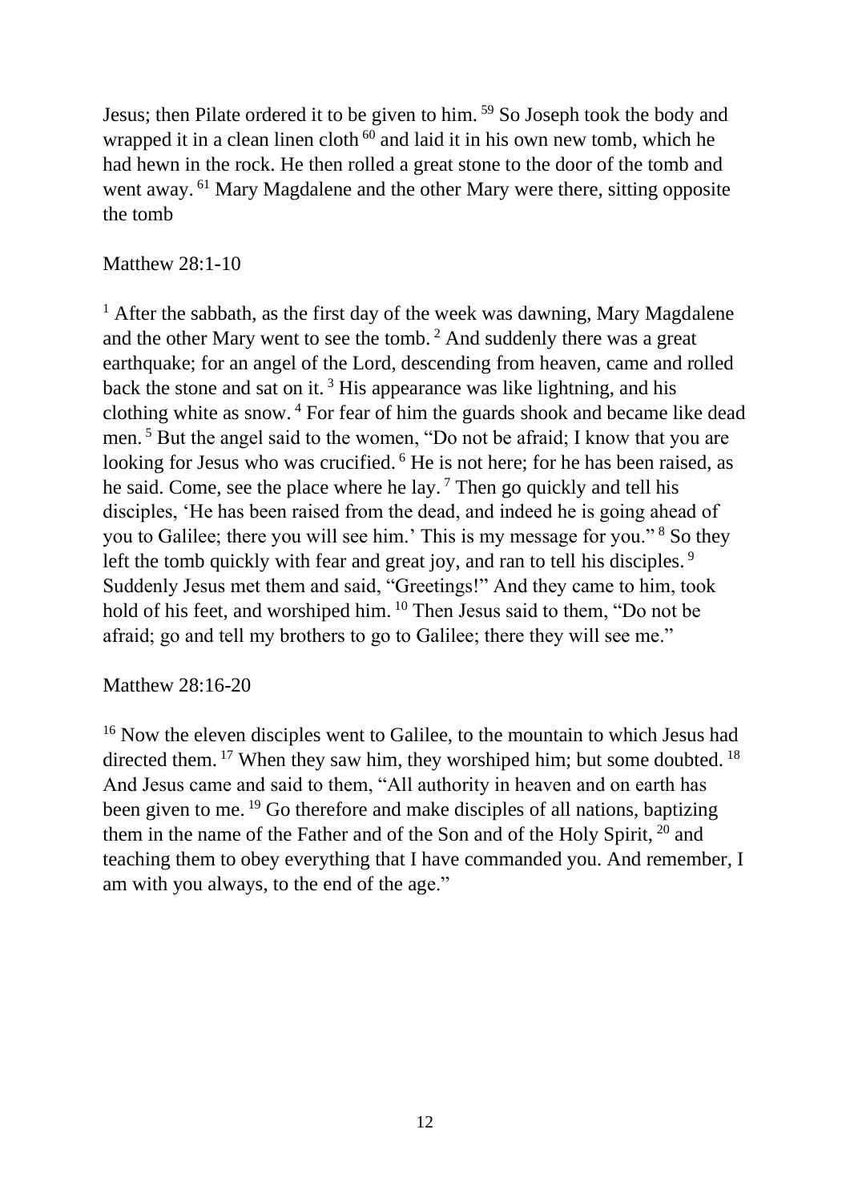Jesus; then Pilate ordered it to be given to him. [59] So Joseph took the body and wrapped it in a clean linen cloth [60] and laid it in his own new tomb, which he had hewn in the rock. He then rolled a great stone to the door of the tomb and went away. [61] Mary Magdalene and the other Mary were there, sitting opposite the tomb

Matthew 28:1-10

[1] After the sabbath, as the first day of the week was dawning, Mary Magdalene and the other Mary went to see the tomb. [2] And suddenly there was a great earthquake; for an angel of the Lord, descending from heaven, came and rolled back the stone and sat on it. [3] His appearance was like lightning, and his clothing white as snow. [4] For fear of him the guards shook and became like dead men. [5] But the angel said to the women, "Do not be afraid; I know that you are looking for Jesus who was crucified. [6] He is not here; for he has been raised, as he said. Come, see the place where he lay. [7] Then go quickly and tell his disciples, 'He has been raised from the dead, and indeed he is going ahead of you to Galilee; there you will see him.' This is my message for you." [8] So they left the tomb quickly with fear and great joy, and ran to tell his disciples. [9] Suddenly Jesus met them and said, "Greetings!" And they came to him, took hold of his feet, and worshiped him. [10] Then Jesus said to them, "Do not be afraid; go and tell my brothers to go to Galilee; there they will see me."

Matthew 28:16-20

[16] Now the eleven disciples went to Galilee, to the mountain to which Jesus had directed them. [17] When they saw him, they worshiped him; but some doubted. [18] And Jesus came and said to them, "All authority in heaven and on earth has been given to me. [19] Go therefore and make disciples of all nations, baptizing them in the name of the Father and of the Son and of the Holy Spirit, [20] and teaching them to obey everything that I have commanded you. And remember, I am with you always, to the end of the age."